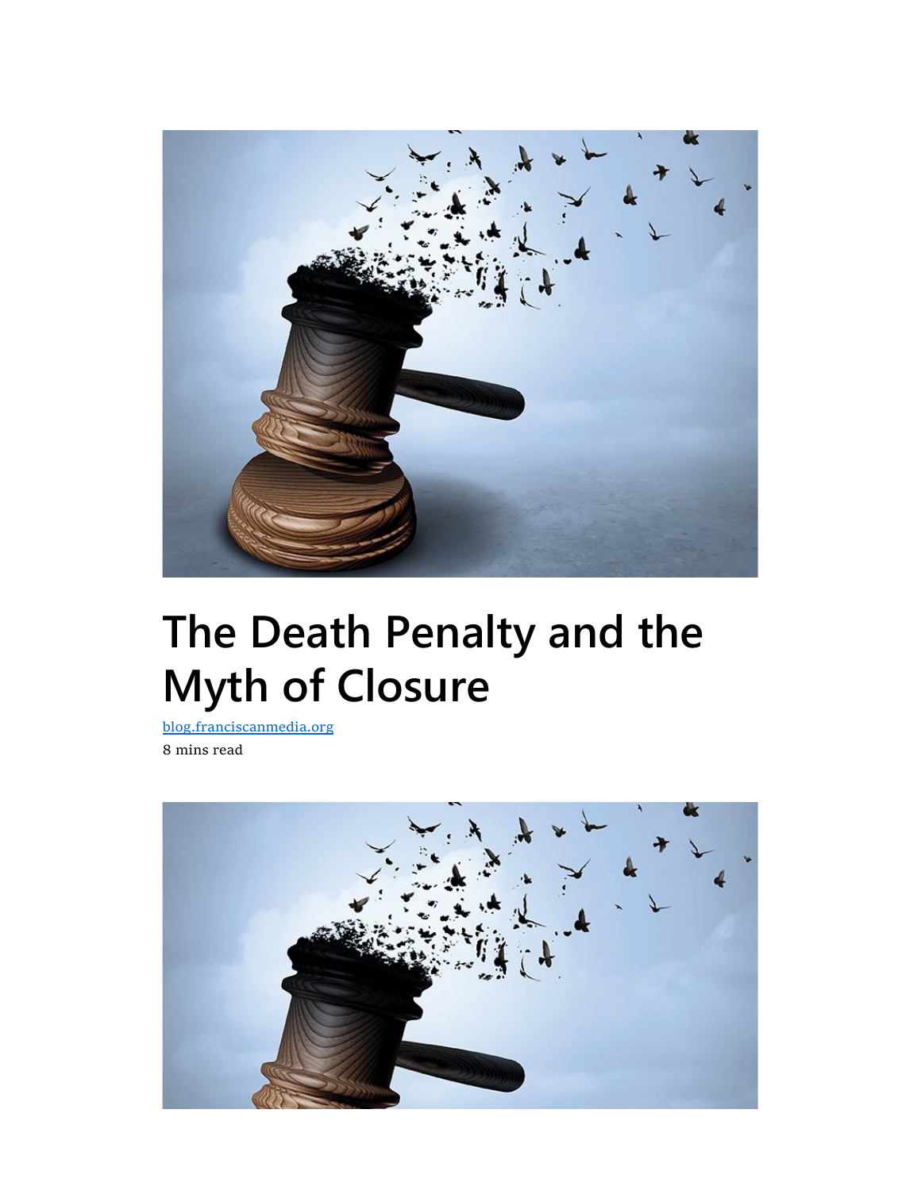# The Death Penalty and the Myth of Closure

blog.franciscanmedia.org

8 mins read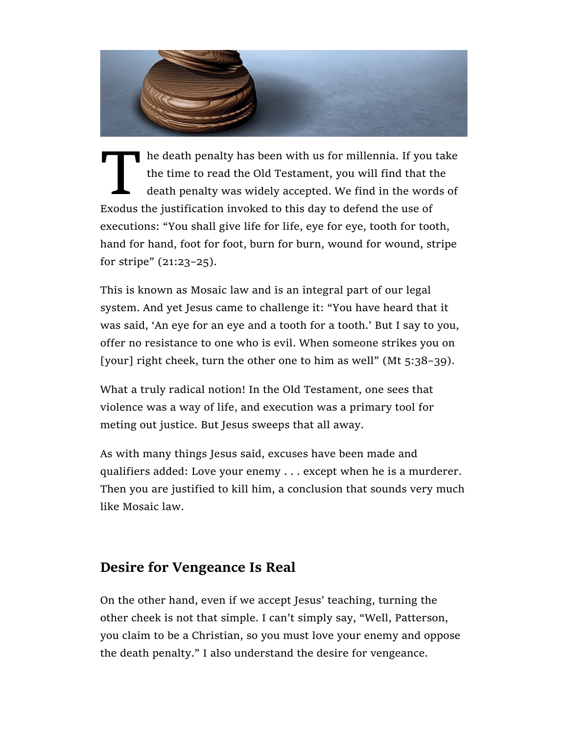The death penalty has been with us for millennia. If you take the time to read the Old Testament, you will find that the death penalty was widely accepted. We find in the words of Exodus the justification invoked to this day to defend the use of executions: “You shall give life for life, eye for eye, tooth for tooth, hand for hand, foot for foot, burn for burn, wound for wound, stripe for stripe” (21:23–25).

This is known as Mosaic law and is an integral part of our legal system. And yet Jesus came to challenge it: “You have heard that it was said, ‘An eye for an eye and a tooth for a tooth.’ But I say to you, offer no resistance to one who is evil. When someone strikes you on [your] right cheek, turn the other one to him as well” (Mt 5:38–39).

What a truly radical notion! In the Old Testament, one sees that violence was a way of life, and execution was a primary tool for meting out justice. But Jesus sweeps that all away.

As with many things Jesus said, excuses have been made and qualifiers added: Love your enemy . . . except when he is a murderer. Then you are justified to kill him, a conclusion that sounds very much like Mosaic law.

## Desire for Vengeance Is Real

On the other hand, even if we accept Jesus’ teaching, turning the other cheek is not that simple. I can’t simply say, “Well, Patterson, you claim to be a Christian, so you must love your enemy and oppose the death penalty.” I also understand the desire for vengeance.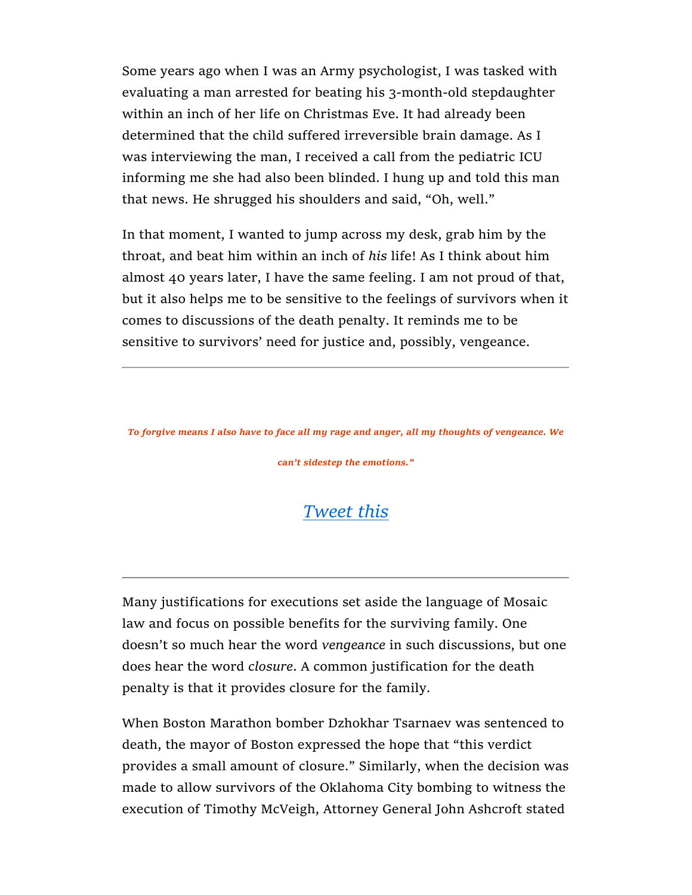Some years ago when I was an Army psychologist, I was tasked with evaluating a man arrested for beating his 3-month-old stepdaughter within an inch of her life on Christmas Eve. It had already been determined that the child suffered irreversible brain damage. As I was interviewing the man, I received a call from the pediatric ICU informing me she had also been blinded. I hung up and told this man that news. He shrugged his shoulders and said, "Oh, well."

In that moment, I wanted to jump across my desk, grab him by the throat, and beat him within an inch of *his* life! As I think about him almost 40 years later, I have the same feeling. I am not proud of that, but it also helps me to be sensitive to the feelings of survivors when it comes to discussions of the death penalty. It reminds me to be sensitive to survivors' need for justice and, possibly, vengeance.

---

***To forgive means I also have to face all my rage and anger, all my thoughts of vengeance. We can't sidestep the emotions."***

*Tweet this*

---

Many justifications for executions set aside the language of Mosaic law and focus on possible benefits for the surviving family. One doesn't so much hear the word *vengeance* in such discussions, but one does hear the word *closure*. A common justification for the death penalty is that it provides closure for the family.

When Boston Marathon bomber Dzhokhar Tsarnaev was sentenced to death, the mayor of Boston expressed the hope that "this verdict provides a small amount of closure." Similarly, when the decision was made to allow survivors of the Oklahoma City bombing to witness the execution of Timothy McVeigh, Attorney General John Ashcroft stated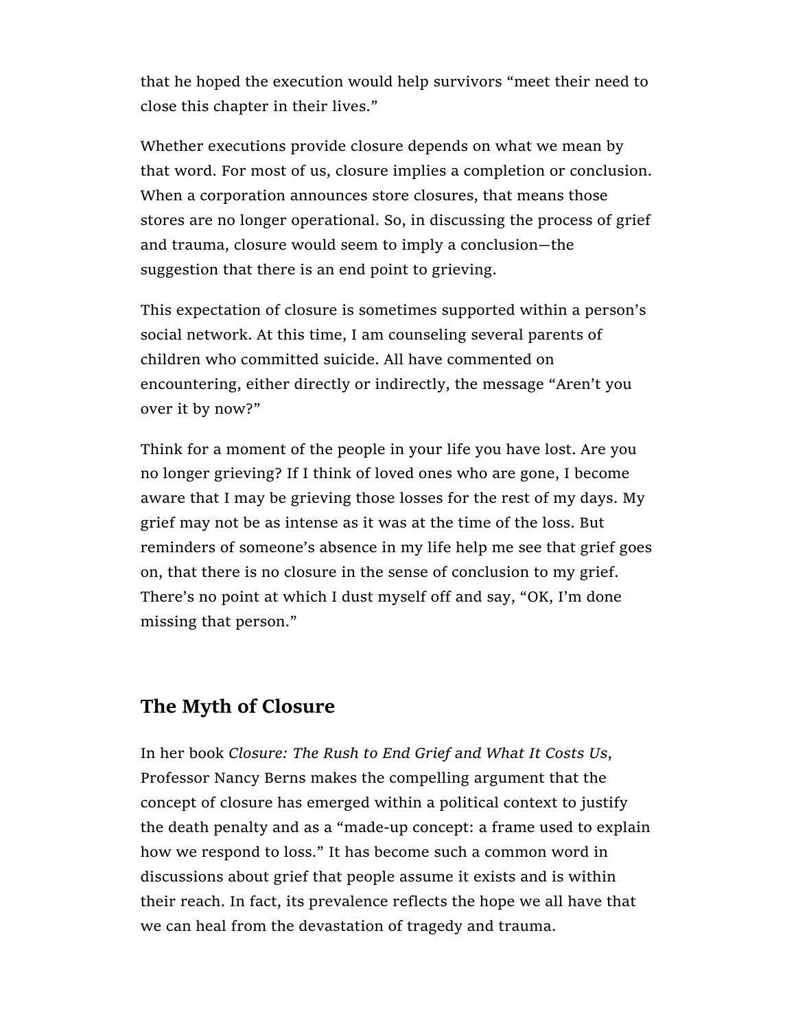that he hoped the execution would help survivors “meet their need to close this chapter in their lives.”

Whether executions provide closure depends on what we mean by that word. For most of us, closure implies a completion or conclusion. When a corporation announces store closures, that means those stores are no longer operational. So, in discussing the process of grief and trauma, closure would seem to imply a conclusion—the suggestion that there is an end point to grieving.

This expectation of closure is sometimes supported within a person’s social network. At this time, I am counseling several parents of children who committed suicide. All have commented on encountering, either directly or indirectly, the message “Aren’t you over it by now?”

Think for a moment of the people in your life you have lost. Are you no longer grieving? If I think of loved ones who are gone, I become aware that I may be grieving those losses for the rest of my days. My grief may not be as intense as it was at the time of the loss. But reminders of someone’s absence in my life help me see that grief goes on, that there is no closure in the sense of conclusion to my grief. There’s no point at which I dust myself off and say, “OK, I’m done missing that person.”

## The Myth of Closure

In her book *Closure: The Rush to End Grief and What It Costs Us*, Professor Nancy Berns makes the compelling argument that the concept of closure has emerged within a political context to justify the death penalty and as a “made-up concept: a frame used to explain how we respond to loss.” It has become such a common word in discussions about grief that people assume it exists and is within their reach. In fact, its prevalence reflects the hope we all have that we can heal from the devastation of tragedy and trauma.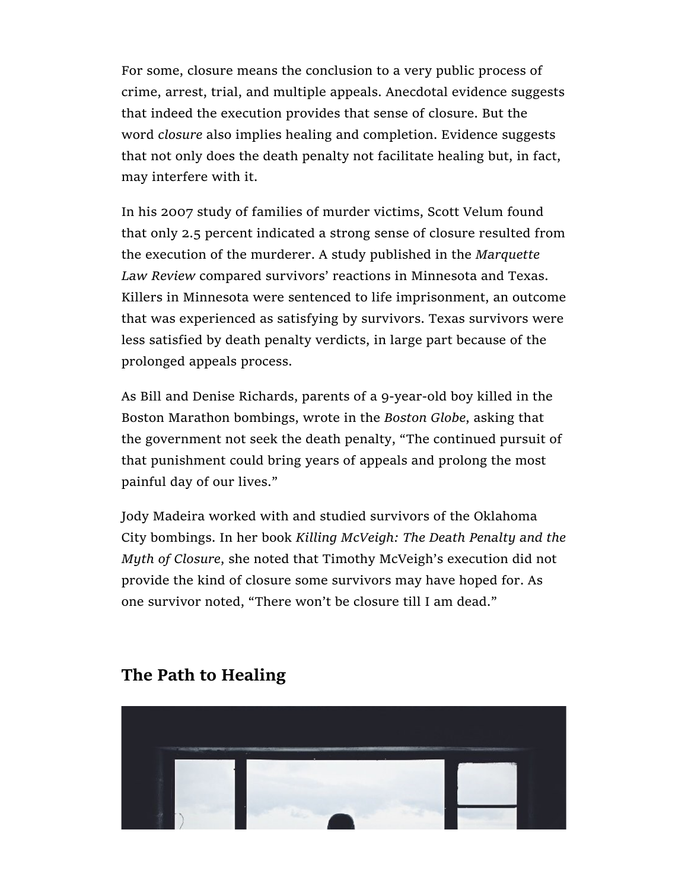For some, closure means the conclusion to a very public process of crime, arrest, trial, and multiple appeals. Anecdotal evidence suggests that indeed the execution provides that sense of closure. But the word *closure* also implies healing and completion. Evidence suggests that not only does the death penalty not facilitate healing but, in fact, may interfere with it.

In his 2007 study of families of murder victims, Scott Velum found that only 2.5 percent indicated a strong sense of closure resulted from the execution of the murderer. A study published in the *Marquette Law Review* compared survivors' reactions in Minnesota and Texas. Killers in Minnesota were sentenced to life imprisonment, an outcome that was experienced as satisfying by survivors. Texas survivors were less satisfied by death penalty verdicts, in large part because of the prolonged appeals process.

As Bill and Denise Richards, parents of a 9-year-old boy killed in the Boston Marathon bombings, wrote in the *Boston Globe*, asking that the government not seek the death penalty, "The continued pursuit of that punishment could bring years of appeals and prolong the most painful day of our lives."

Jody Madeira worked with and studied survivors of the Oklahoma City bombings. In her book *Killing McVeigh: The Death Penalty and the Myth of Closure*, she noted that Timothy McVeigh's execution did not provide the kind of closure some survivors may have hoped for. As one survivor noted, "There won't be closure till I am dead."

## The Path to Healing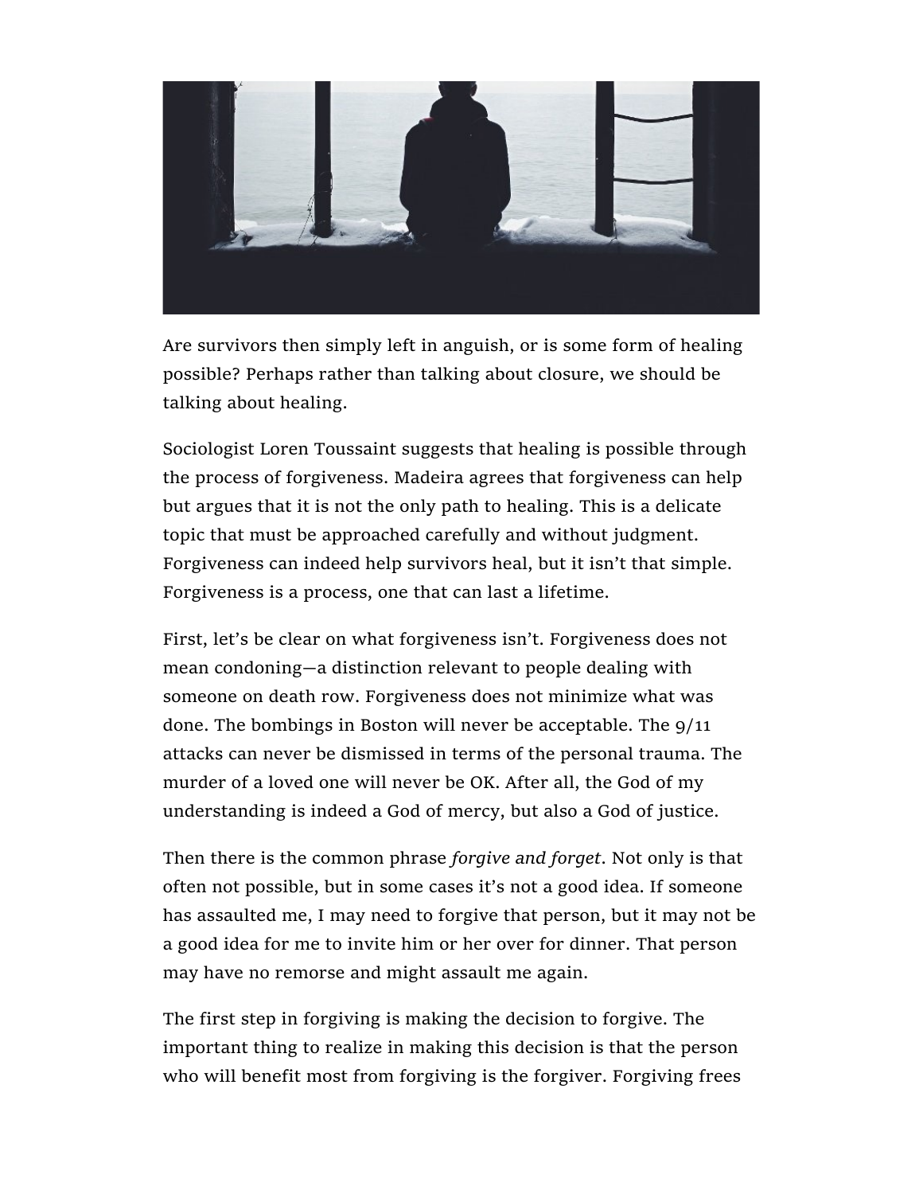Are survivors then simply left in anguish, or is some form of healing possible? Perhaps rather than talking about closure, we should be talking about healing.

Sociologist Loren Toussaint suggests that healing is possible through the process of forgiveness. Madeira agrees that forgiveness can help but argues that it is not the only path to healing. This is a delicate topic that must be approached carefully and without judgment. Forgiveness can indeed help survivors heal, but it isn't that simple. Forgiveness is a process, one that can last a lifetime.

First, let's be clear on what forgiveness isn't. Forgiveness does not mean condoning—a distinction relevant to people dealing with someone on death row. Forgiveness does not minimize what was done. The bombings in Boston will never be acceptable. The 9/11 attacks can never be dismissed in terms of the personal trauma. The murder of a loved one will never be OK. After all, the God of my understanding is indeed a God of mercy, but also a God of justice.

Then there is the common phrase *forgive and forget*. Not only is that often not possible, but in some cases it's not a good idea. If someone has assaulted me, I may need to forgive that person, but it may not be a good idea for me to invite him or her over for dinner. That person may have no remorse and might assault me again.

The first step in forgiving is making the decision to forgive. The important thing to realize in making this decision is that the person who will benefit most from forgiving is the forgiver. Forgiving frees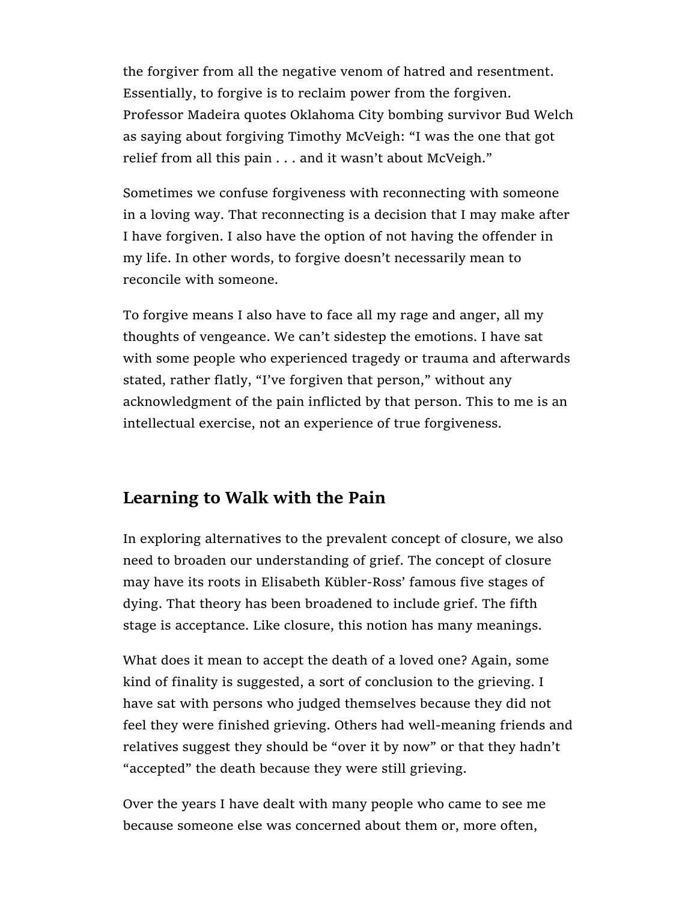the forgiver from all the negative venom of hatred and resentment. Essentially, to forgive is to reclaim power from the forgiven. Professor Madeira quotes Oklahoma City bombing survivor Bud Welch as saying about forgiving Timothy McVeigh: “I was the one that got relief from all this pain . . . and it wasn’t about McVeigh.”

Sometimes we confuse forgiveness with reconnecting with someone in a loving way. That reconnecting is a decision that I may make after I have forgiven. I also have the option of not having the offender in my life. In other words, to forgive doesn’t necessarily mean to reconcile with someone.

To forgive means I also have to face all my rage and anger, all my thoughts of vengeance. We can’t sidestep the emotions. I have sat with some people who experienced tragedy or trauma and afterwards stated, rather flatly, “I’ve forgiven that person,” without any acknowledgment of the pain inflicted by that person. This to me is an intellectual exercise, not an experience of true forgiveness.

## Learning to Walk with the Pain

In exploring alternatives to the prevalent concept of closure, we also need to broaden our understanding of grief. The concept of closure may have its roots in Elisabeth Kübler-Ross’ famous five stages of dying. That theory has been broadened to include grief. The fifth stage is acceptance. Like closure, this notion has many meanings.

What does it mean to accept the death of a loved one? Again, some kind of finality is suggested, a sort of conclusion to the grieving. I have sat with persons who judged themselves because they did not feel they were finished grieving. Others had well-meaning friends and relatives suggest they should be “over it by now” or that they hadn’t “accepted” the death because they were still grieving.

Over the years I have dealt with many people who came to see me because someone else was concerned about them or, more often,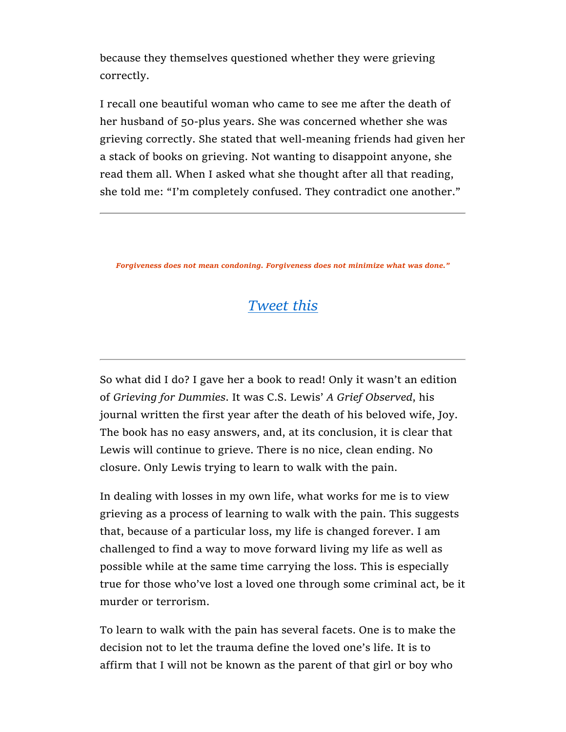because they themselves questioned whether they were grieving correctly.

I recall one beautiful woman who came to see me after the death of her husband of 50-plus years. She was concerned whether she was grieving correctly. She stated that well-meaning friends had given her a stack of books on grieving. Not wanting to disappoint anyone, she read them all. When I asked what she thought after all that reading, she told me: "I'm completely confused. They contradict one another."

---

***Forgiveness does not mean condoning. Forgiveness does not minimize what was done."***

*Tweet this*

---

So what did I do? I gave her a book to read! Only it wasn't an edition of *Grieving for Dummies*. It was C.S. Lewis' *A Grief Observed*, his journal written the first year after the death of his beloved wife, Joy. The book has no easy answers, and, at its conclusion, it is clear that Lewis will continue to grieve. There is no nice, clean ending. No closure. Only Lewis trying to learn to walk with the pain.

In dealing with losses in my own life, what works for me is to view grieving as a process of learning to walk with the pain. This suggests that, because of a particular loss, my life is changed forever. I am challenged to find a way to move forward living my life as well as possible while at the same time carrying the loss. This is especially true for those who've lost a loved one through some criminal act, be it murder or terrorism.

To learn to walk with the pain has several facets. One is to make the decision not to let the trauma define the loved one's life. It is to affirm that I will not be known as the parent of that girl or boy who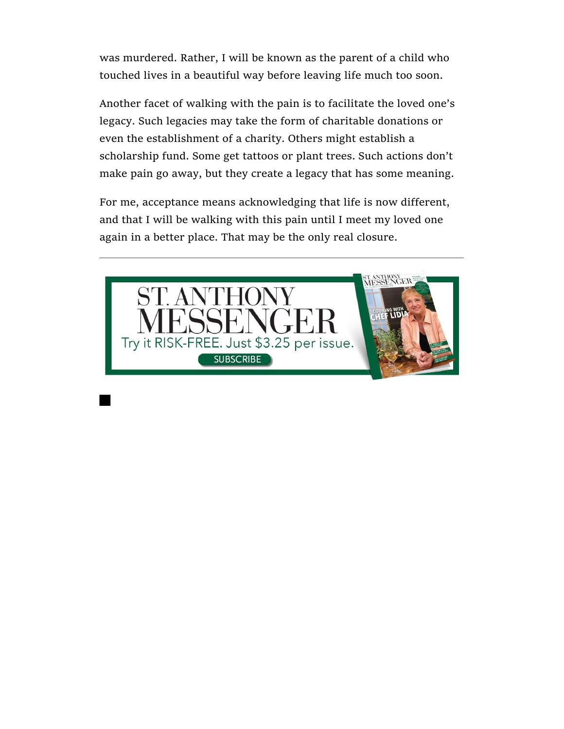was murdered. Rather, I will be known as the parent of a child who touched lives in a beautiful way before leaving life much too soon.

Another facet of walking with the pain is to facilitate the loved one's legacy. Such legacies may take the form of charitable donations or even the establishment of a charity. Others might establish a scholarship fund. Some get tattoos or plant trees. Such actions don't make pain go away, but they create a legacy that has some meaning.

For me, acceptance means acknowledging that life is now different, and that I will be walking with this pain until I meet my loved one again in a better place. That may be the only real closure.

---

ST. ANTHONY MESSENGER

Try it RISK-FREE. Just $3.25 per issue.

SUBSCRIBE